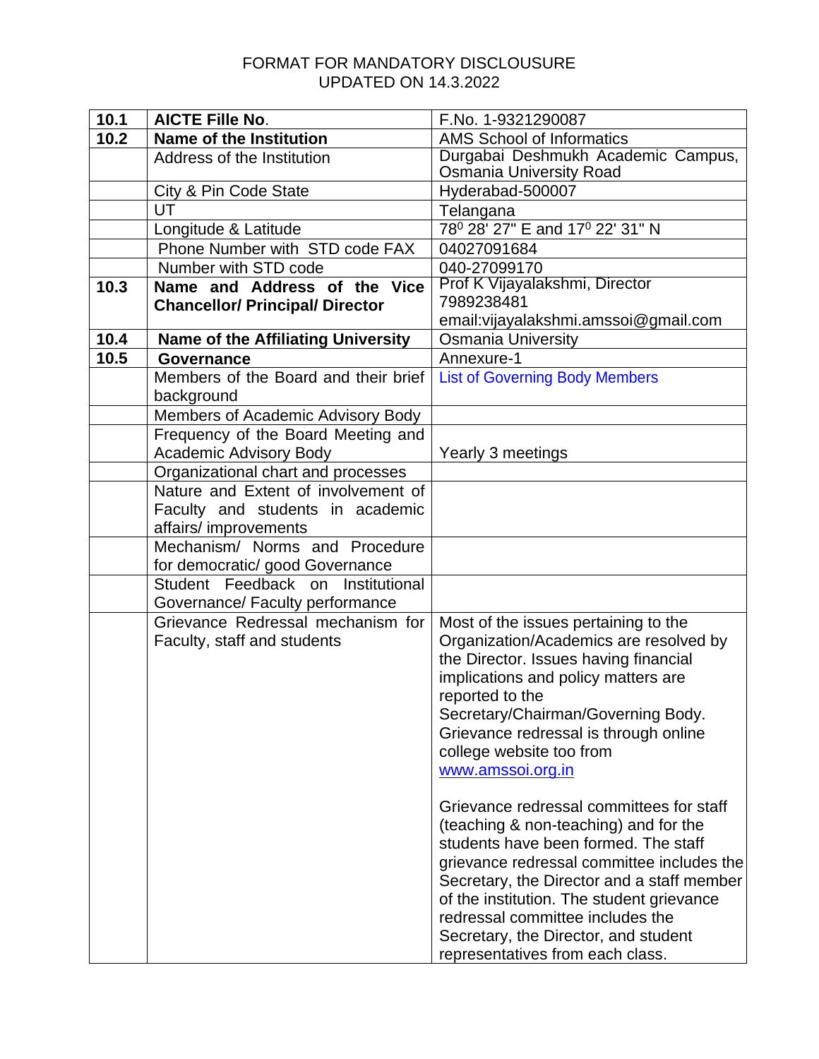FORMAT FOR MANDATORY DISCLOUSURE
UPDATED ON 14.3.2022

| | | |
|---|---|---|
| **10.1** | **AICTE Fille No**. | F.No. 1-9321290087 |
| **10.2** | **Name of the Institution** | AMS School of Informatics |
| | Address of the Institution | Durgabai Deshmukh Academic Campus, Osmania University Road |
| | City & Pin Code State | Hyderabad-500007 |
| | UT | Telangana |
| | Longitude & Latitude | 78⁰ 28' 27" E and 17⁰ 22' 31" N |
| | Phone Number with STD code FAX | 04027091684 |
| | Number with STD code | 040-27099170 |
| **10.3** | **Name and Address of the Vice Chancellor/ Principal/ Director** | Prof K Vijayalakshmi, Director<br>7989238481<br>email:vijayalakshmi.amssoi@gmail.com |
| **10.4** | **Name of the Affiliating University** | Osmania University |
| **10.5** | **Governance** | Annexure-1 |
| | Members of the Board and their brief background | List of Governing Body Members |
| | Members of Academic Advisory Body | |
| | Frequency of the Board Meeting and Academic Advisory Body | Yearly 3 meetings |
| | Organizational chart and processes | |
| | Nature and Extent of involvement of Faculty and students in academic affairs/ improvements | |
| | Mechanism/ Norms and Procedure for democratic/ good Governance | |
| | Student Feedback on Institutional Governance/ Faculty performance | |
| | Grievance Redressal mechanism for Faculty, staff and students | Most of the issues pertaining to the Organization/Academics are resolved by the Director. Issues having financial implications and policy matters are reported to the Secretary/Chairman/Governing Body. Grievance redressal is through online college website too from www.amssoi.org.in<br><br>Grievance redressal committees for staff (teaching & non-teaching) and for the students have been formed. The staff grievance redressal committee includes the Secretary, the Director and a staff member of the institution. The student grievance redressal committee includes the Secretary, the Director, and student representatives from each class. |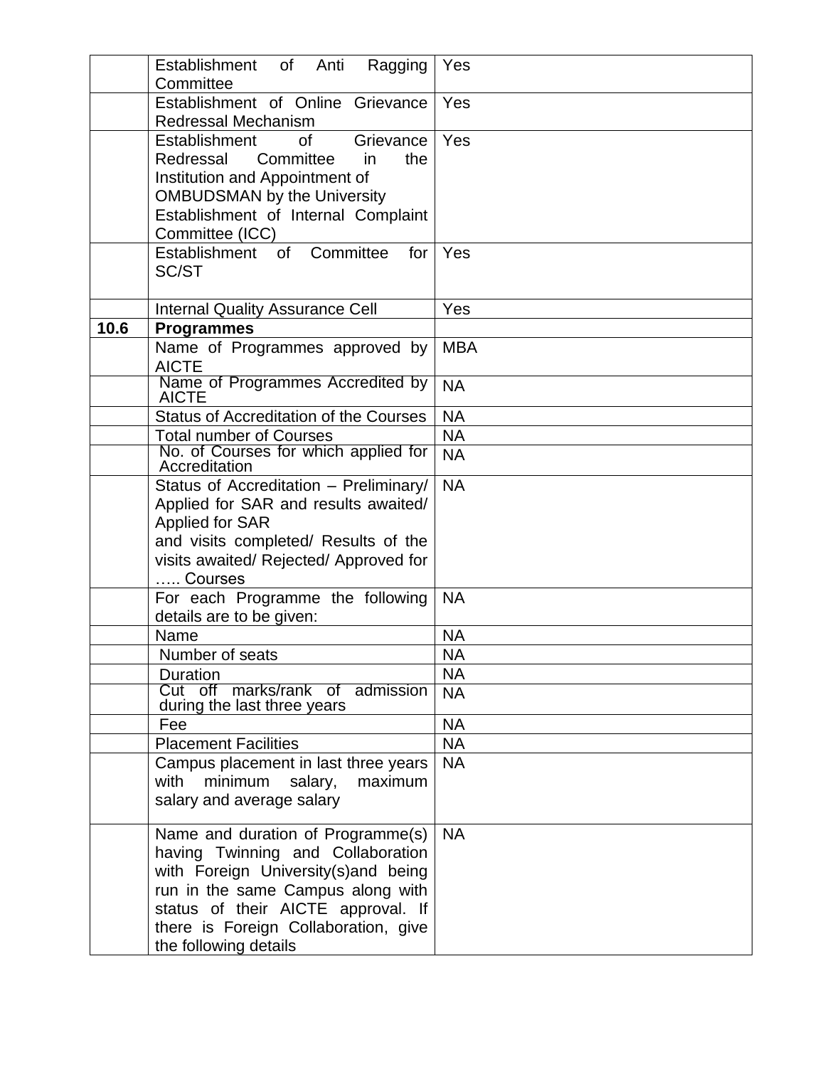| | | |
|---|---|---|
| | Establishment of Anti Ragging Committee | Yes |
| | Establishment of Online Grievance Redressal Mechanism | Yes |
| | Establishment of Grievance Redressal Committee in the Institution and Appointment of OMBUDSMAN by the University Establishment of Internal Complaint Committee (ICC) | Yes |
| | Establishment of Committee for SC/ST | Yes |
| | Internal Quality Assurance Cell | Yes |
| **10.6** | **Programmes** | |
| | Name of Programmes approved by AICTE | MBA |
| | Name of Programmes Accredited by AICTE | NA |
| | Status of Accreditation of the Courses | NA |
| | Total number of Courses | NA |
| | No. of Courses for which applied for Accreditation | NA |
| | Status of Accreditation – Preliminary/ Applied for SAR and results awaited/ Applied for SAR and visits completed/ Results of the visits awaited/ Rejected/ Approved for ….. Courses | NA |
| | For each Programme the following details are to be given: | NA |
| | Name | NA |
| | Number of seats | NA |
| | Duration | NA |
| | Cut off marks/rank of admission during the last three years | NA |
| | Fee | NA |
| | Placement Facilities | NA |
| | Campus placement in last three years with minimum salary, maximum salary and average salary | NA |
| | Name and duration of Programme(s) having Twinning and Collaboration with Foreign University(s)and being run in the same Campus along with status of their AICTE approval. If there is Foreign Collaboration, give the following details | NA |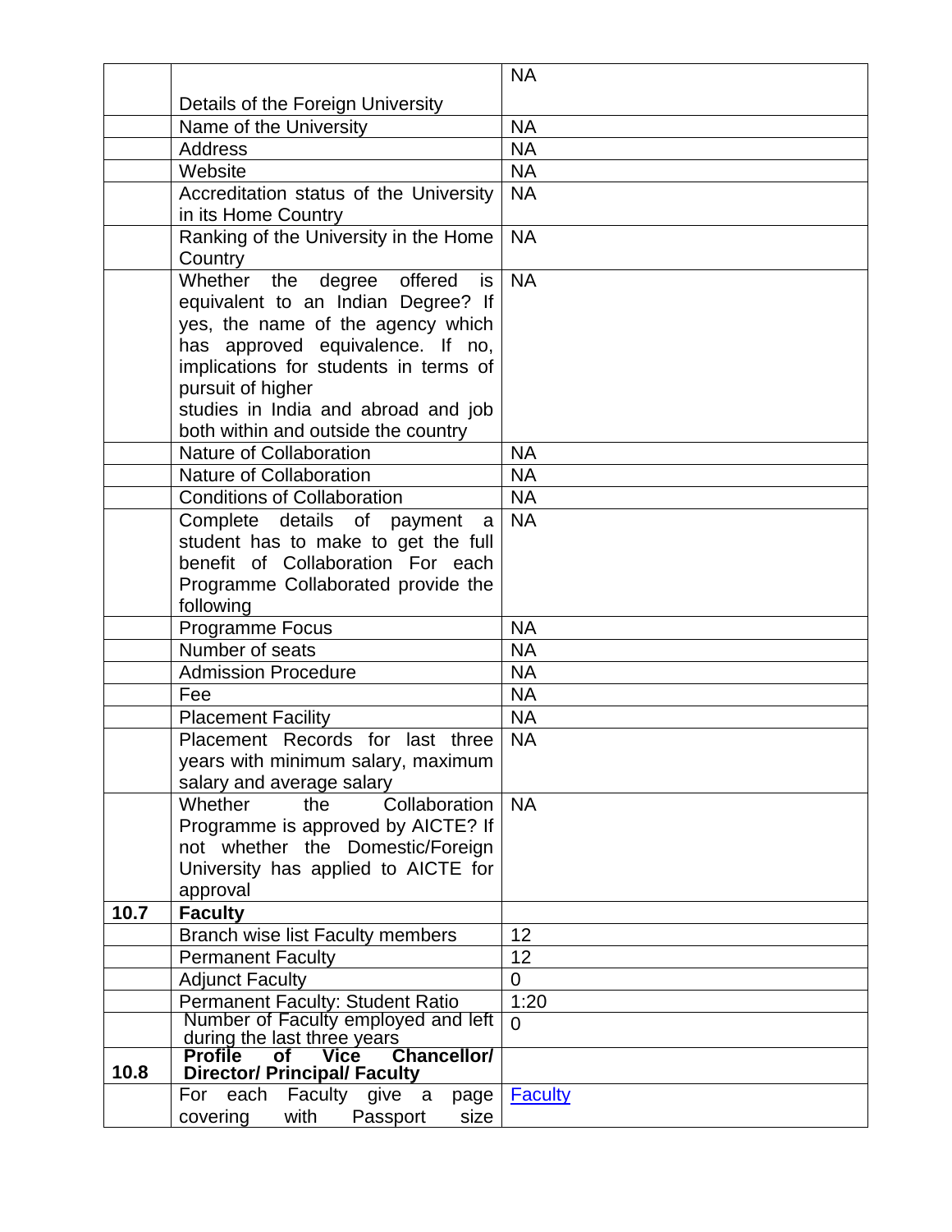| | | |
|---|---|---|
| | Details of the Foreign University | NA |
| | Name of the University | NA |
| | Address | NA |
| | Website | NA |
| | Accreditation status of the University in its Home Country | NA |
| | Ranking of the University in the Home Country | NA |
| | Whether the degree offered is equivalent to an Indian Degree? If yes, the name of the agency which has approved equivalence. If no, implications for students in terms of pursuit of higher studies in India and abroad and job both within and outside the country | NA |
| | Nature of Collaboration | NA |
| | Nature of Collaboration | NA |
| | Conditions of Collaboration | NA |
| | Complete details of payment a student has to make to get the full benefit of Collaboration For each Programme Collaborated provide the following | NA |
| | Programme Focus | NA |
| | Number of seats | NA |
| | Admission Procedure | NA |
| | Fee | NA |
| | Placement Facility | NA |
| | Placement Records for last three years with minimum salary, maximum salary and average salary | NA |
| | Whether the Collaboration Programme is approved by AICTE? If not whether the Domestic/Foreign University has applied to AICTE for approval | NA |
| **10.7** | **Faculty** | |
| | Branch wise list Faculty members | 12 |
| | Permanent Faculty | 12 |
| | Adjunct Faculty | 0 |
| | Permanent Faculty: Student Ratio | 1:20 |
| | Number of Faculty employed and left during the last three years | 0 |
| **10.8** | **Profile of Vice Chancellor/ Director/ Principal/ Faculty** | |
| | For each Faculty give a page covering with Passport size | Faculty |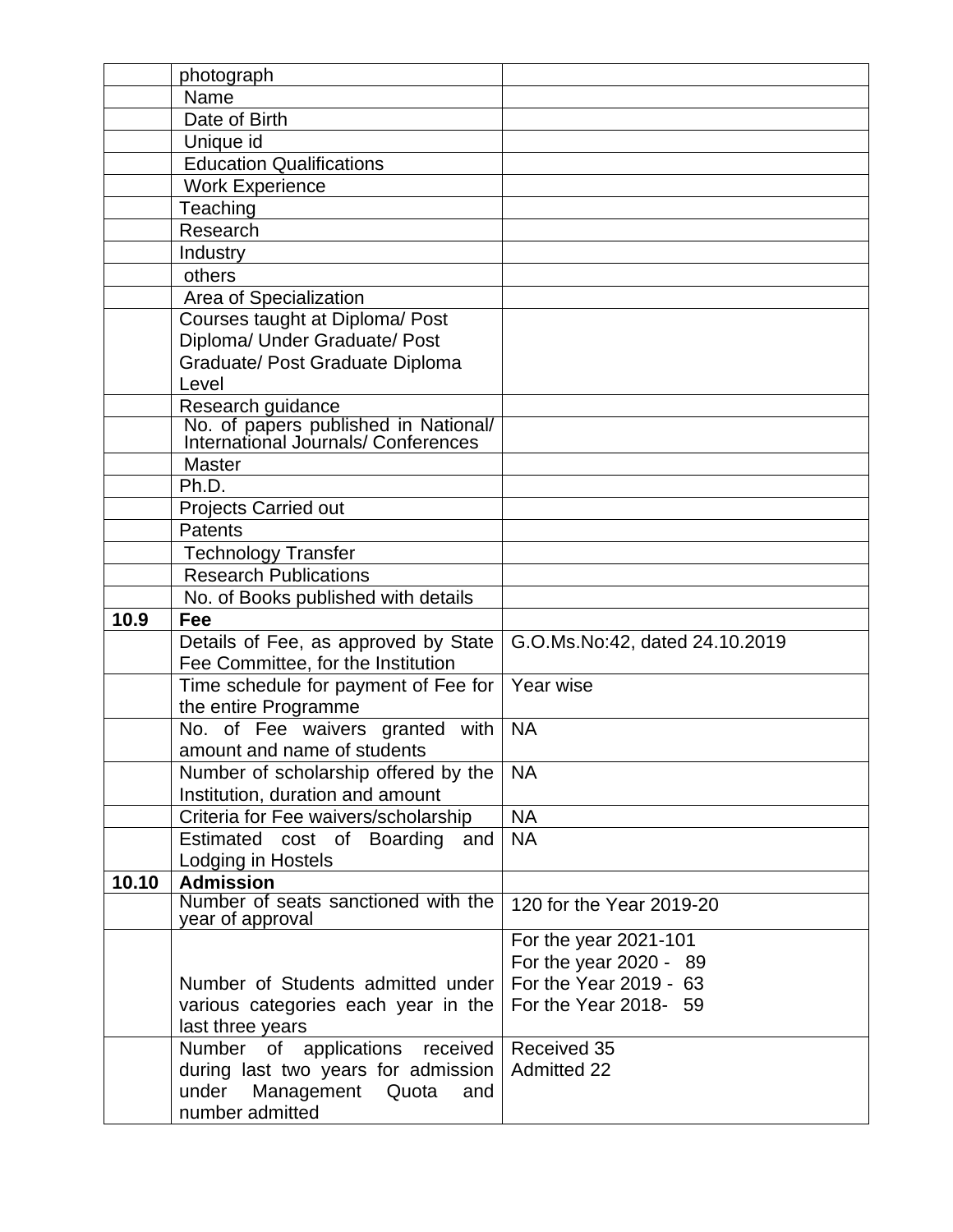| | | |
|---|---|---|
| | photograph | |
| | Name | |
| | Date of Birth | |
| | Unique id | |
| | Education Qualifications | |
| | Work Experience | |
| | Teaching | |
| | Research | |
| | Industry | |
| | others | |
| | Area of Specialization | |
| | Courses taught at Diploma/ Post Diploma/ Under Graduate/ Post Graduate/ Post Graduate Diploma Level | |
| | Research guidance | |
| | No. of papers published in National/ International Journals/ Conferences | |
| | Master | |
| | Ph.D. | |
| | Projects Carried out | |
| | Patents | |
| | Technology Transfer | |
| | Research Publications | |
| | No. of Books published with details | |
| **10.9** | **Fee** | |
| | Details of Fee, as approved by State Fee Committee, for the Institution | G.O.Ms.No:42, dated 24.10.2019 |
| | Time schedule for payment of Fee for the entire Programme | Year wise |
| | No. of Fee waivers granted with amount and name of students | NA |
| | Number of scholarship offered by the Institution, duration and amount | NA |
| | Criteria for Fee waivers/scholarship | NA |
| | Estimated cost of Boarding and Lodging in Hostels | NA |
| **10.10** | **Admission** | |
| | Number of seats sanctioned with the year of approval | 120 for the Year 2019-20 |
| | Number of Students admitted under various categories each year in the last three years | For the year 2021-101<br>For the year 2020 - 89<br>For the Year 2019 - 63<br>For the Year 2018- 59 |
| | Number of applications received during last two years for admission under Management Quota and number admitted | Received 35<br>Admitted 22 |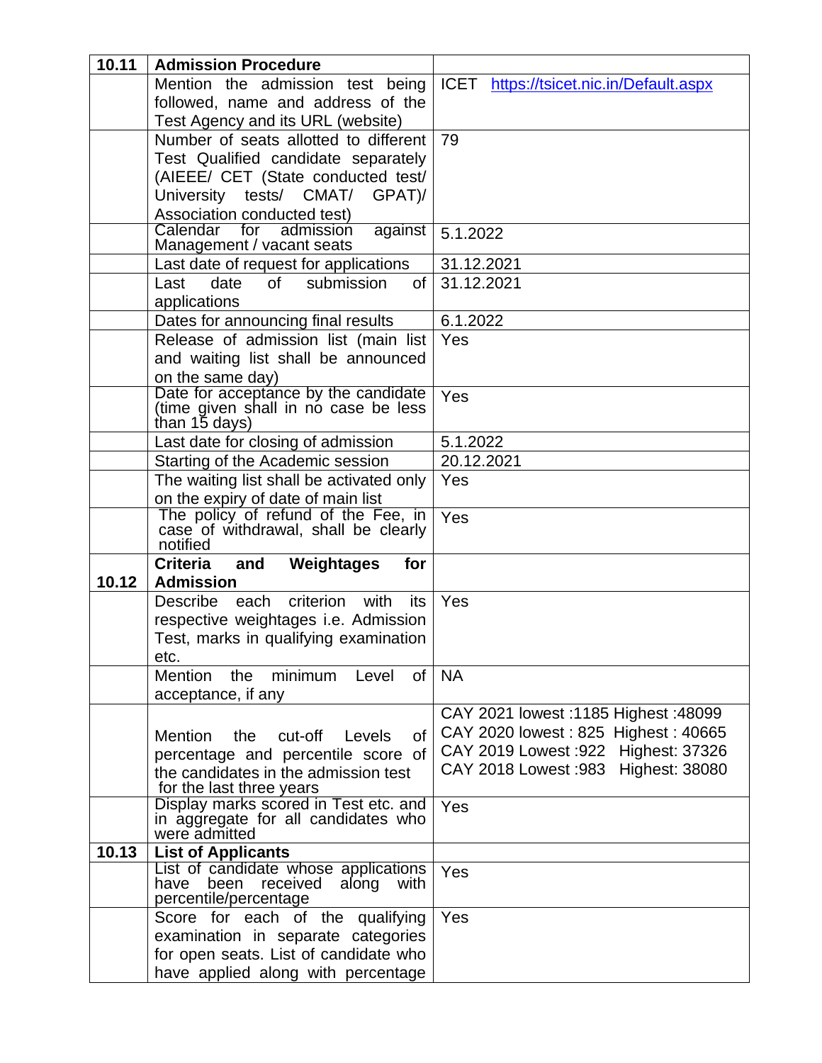| 10.11 | **Admission Procedure** | |
|---|---|---|
| | Mention the admission test being followed, name and address of the Test Agency and its URL (website) | ICET https://tsicet.nic.in/Default.aspx |
| | Number of seats allotted to different Test Qualified candidate separately (AIEEE/ CET (State conducted test/ University tests/ CMAT/ GPAT)/ Association conducted test) | 79 |
| | Calendar for admission against Management / vacant seats | 5.1.2022 |
| | Last date of request for applications | 31.12.2021 |
| | Last date of submission of applications | 31.12.2021 |
| | Dates for announcing final results | 6.1.2022 |
| | Release of admission list (main list and waiting list shall be announced on the same day) | Yes |
| | Date for acceptance by the candidate (time given shall in no case be less than 15 days) | Yes |
| | Last date for closing of admission | 5.1.2022 |
| | Starting of the Academic session | 20.12.2021 |
| | The waiting list shall be activated only on the expiry of date of main list | Yes |
| | The policy of refund of the Fee, in case of withdrawal, shall be clearly notified | Yes |
| 10.12 | **Criteria and Weightages for Admission** | |
| | Describe each criterion with its respective weightages i.e. Admission Test, marks in qualifying examination etc. | Yes |
| | Mention the minimum Level of acceptance, if any | NA |
| | Mention the cut-off Levels of percentage and percentile score of the candidates in the admission test for the last three years | CAY 2021 lowest :1185 Highest :48099<br>CAY 2020 lowest : 825 Highest : 40665<br>CAY 2019 Lowest :922 Highest: 37326<br>CAY 2018 Lowest :983 Highest: 38080 |
| | Display marks scored in Test etc. and in aggregate for all candidates who were admitted | Yes |
| 10.13 | **List of Applicants** | |
| | List of candidate whose applications have been received along with percentile/percentage | Yes |
| | Score for each of the qualifying examination in separate categories for open seats. List of candidate who have applied along with percentage | Yes |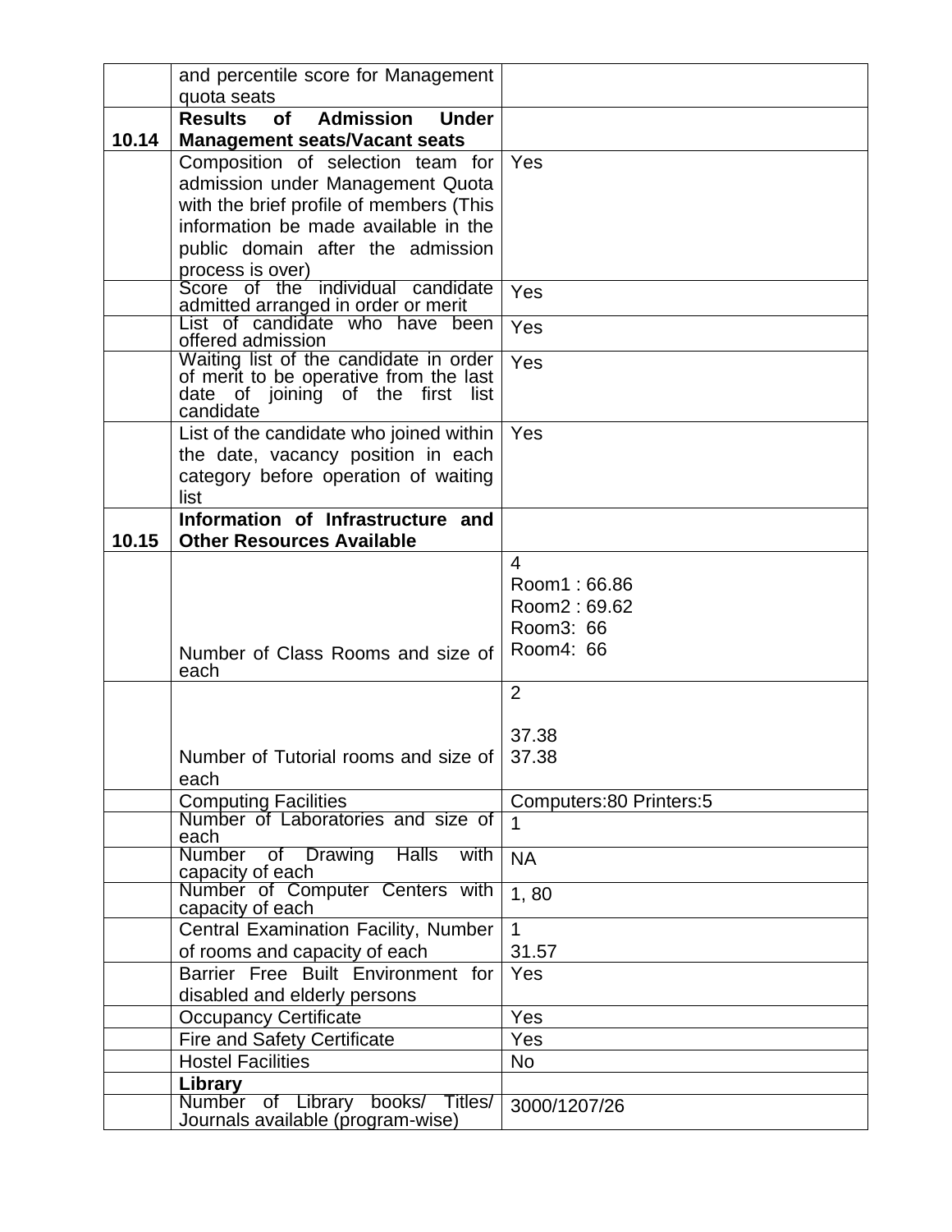| | | |
|---|---|---|
| | and percentile score for Management quota seats | |
| 10.14 | **Results of Admission Under Management seats/Vacant seats** | |
| | Composition of selection team for admission under Management Quota with the brief profile of members (This information be made available in the public domain after the admission process is over) | Yes |
| | Score of the individual candidate admitted arranged in order or merit | Yes |
| | List of candidate who have been offered admission | Yes |
| | Waiting list of the candidate in order of merit to be operative from the last date of joining of the first list candidate | Yes |
| | List of the candidate who joined within the date, vacancy position in each category before operation of waiting list | Yes |
| 10.15 | **Information of Infrastructure and Other Resources Available** | |
| | Number of Class Rooms and size of each | 4<br>Room1 : 66.86<br>Room2 : 69.62<br>Room3: 66<br>Room4: 66 |
| | Number of Tutorial rooms and size of each | 2<br><br>37.38<br>37.38 |
| | Computing Facilities | Computers:80 Printers:5 |
| | Number of Laboratories and size of each | 1 |
| | Number of Drawing Halls with capacity of each | NA |
| | Number of Computer Centers with capacity of each | 1, 80 |
| | Central Examination Facility, Number of rooms and capacity of each | 1<br>31.57 |
| | Barrier Free Built Environment for disabled and elderly persons | Yes |
| | Occupancy Certificate | Yes |
| | Fire and Safety Certificate | Yes |
| | Hostel Facilities | No |
| | **Library** | |
| | Number of Library books/ Titles/ Journals available (program-wise) | 3000/1207/26 |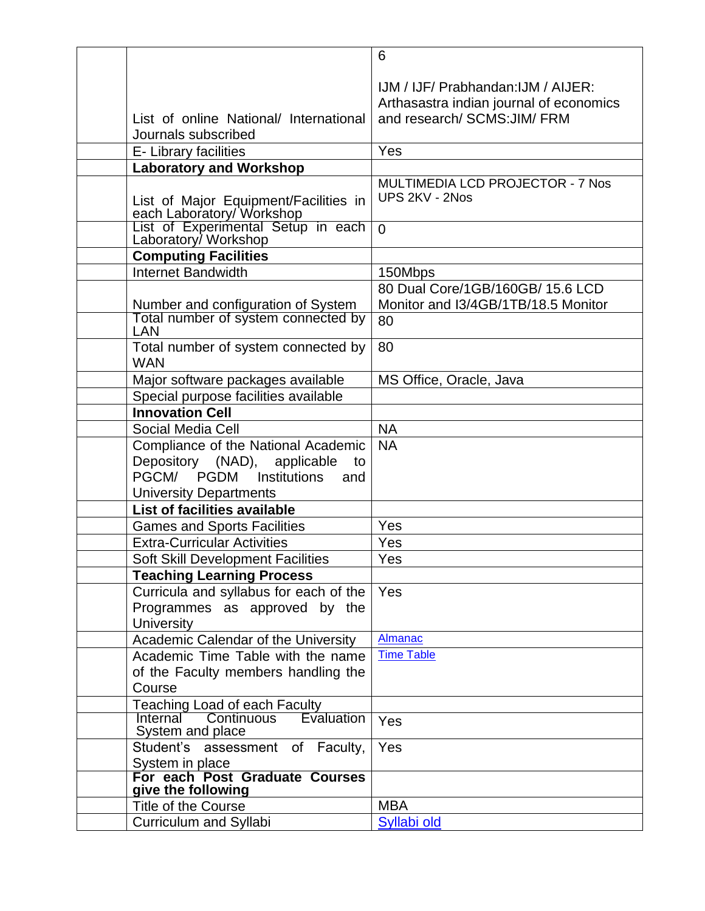|  |  |  |
|---|---|---|
|  | List of online National/ International Journals subscribed | 6<br><br>IJM / IJF/ Prabhandan:IJM / AIJER: Arthasastra indian journal of economics and research/ SCMS:JIM/ FRM |
|  | E- Library facilities | Yes |
|  | **Laboratory and Workshop** |  |
|  | List of Major Equipment/Facilities in each Laboratory/ Workshop | MULTIMEDIA LCD PROJECTOR - 7 Nos<br>UPS 2KV - 2Nos |
|  | List of Experimental Setup in each Laboratory/ Workshop | 0 |
|  | **Computing Facilities** |  |
|  | Internet Bandwidth | 150Mbps |
|  | Number and configuration of System | 80 Dual Core/1GB/160GB/ 15.6 LCD Monitor and I3/4GB/1TB/18.5 Monitor |
|  | Total number of system connected by LAN | 80 |
|  | Total number of system connected by WAN | 80 |
|  | Major software packages available | MS Office, Oracle, Java |
|  | Special purpose facilities available |  |
|  | **Innovation Cell** |  |
|  | Social Media Cell | NA |
|  | Compliance of the National Academic Depository (NAD), applicable to PGCM/ PGDM Institutions and University Departments | NA |
|  | **List of facilities available** |  |
|  | Games and Sports Facilities | Yes |
|  | Extra-Curricular Activities | Yes |
|  | Soft Skill Development Facilities | Yes |
|  | **Teaching Learning Process** |  |
|  | Curricula and syllabus for each of the Programmes as approved by the University | Yes |
|  | Academic Calendar of the University | Almanac |
|  | Academic Time Table with the name of the Faculty members handling the Course | Time Table |
|  | Teaching Load of each Faculty |  |
|  | Internal Continuous Evaluation System and place | Yes |
|  | Student's assessment of Faculty, System in place | Yes |
|  | **For each Post Graduate Courses give the following** |  |
|  | Title of the Course | MBA |
|  | Curriculum and Syllabi | Syllabi old |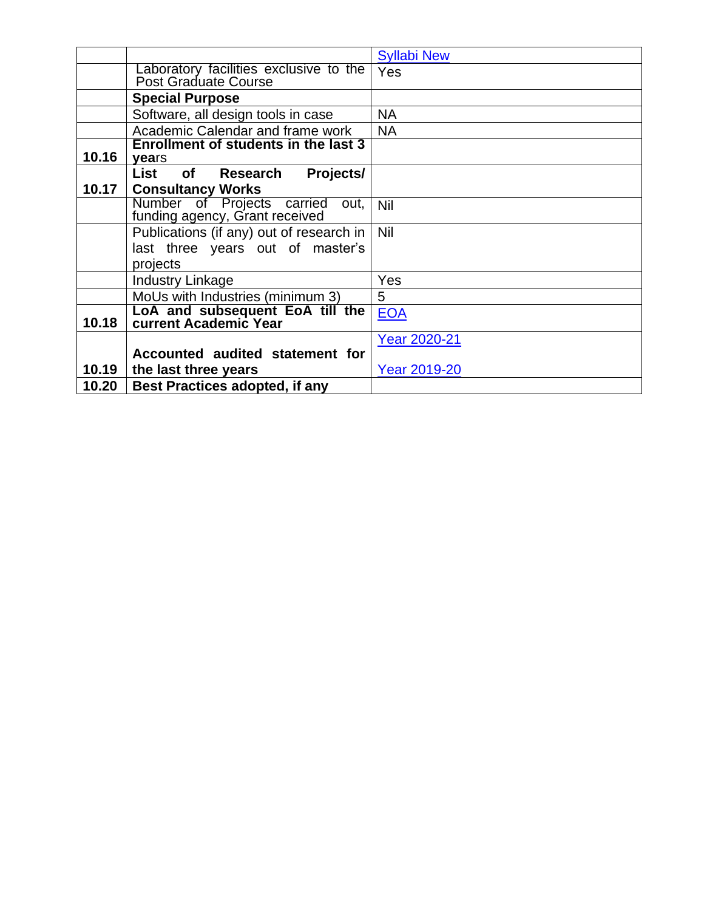| | | |
|---|---|---|
| | | Syllabi New |
| | Laboratory facilities exclusive to the Post Graduate Course | Yes |
| | **Special Purpose** | |
| | Software, all design tools in case | NA |
| | Academic Calendar and frame work | NA |
| **10.16** | **Enrollment of students in the last 3 yea**rs | |
| **10.17** | **List of Research Projects/ Consultancy Works** | |
| | Number of Projects carried out, funding agency, Grant received | Nil |
| | Publications (if any) out of research in last three years out of master's projects | Nil |
| | Industry Linkage | Yes |
| | MoUs with Industries (minimum 3) | 5 |
| **10.18** | **LoA and subsequent EoA till the current Academic Year** | EOA |
| **10.19** | **Accounted audited statement for the last three years** | Year 2020-21<br>Year 2019-20 |
| **10.20** | **Best Practices adopted, if any** | |